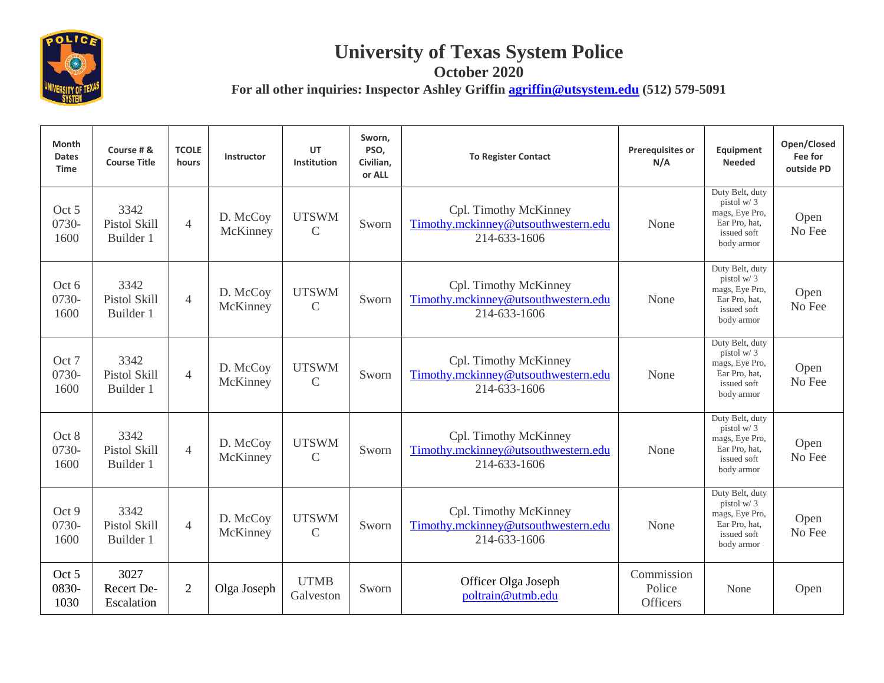# University of Texas System Police

## October 2020

**For all other inquiries: Inspector Ashley Griffin agriffin@utsystem.edu (512) 579-5091**

| Month Dates Time | Course # & Course Title | TCOLE hours | Instructor | UT Institution | Sworn, PSO, Civilian, or ALL | To Register Contact | Prerequisites or N/A | Equipment Needed | Open/Closed Fee for outside PD |
|---|---|---|---|---|---|---|---|---|---|
| Oct 5 0730-1600 | 3342 Pistol Skill Builder 1 | 4 | D. McCoy McKinney | UTSWMC | Sworn | Cpl. Timothy McKinney Timothy.mckinney@utsouthwestern.edu 214-633-1606 | None | Duty Belt, duty pistol w/ 3 mags, Eye Pro, Ear Pro, hat, issued soft body armor | Open No Fee |
| Oct 6 0730-1600 | 3342 Pistol Skill Builder 1 | 4 | D. McCoy McKinney | UTSWMC | Sworn | Cpl. Timothy McKinney Timothy.mckinney@utsouthwestern.edu 214-633-1606 | None | Duty Belt, duty pistol w/ 3 mags, Eye Pro, Ear Pro, hat, issued soft body armor | Open No Fee |
| Oct 7 0730-1600 | 3342 Pistol Skill Builder 1 | 4 | D. McCoy McKinney | UTSWMC | Sworn | Cpl. Timothy McKinney Timothy.mckinney@utsouthwestern.edu 214-633-1606 | None | Duty Belt, duty pistol w/ 3 mags, Eye Pro, Ear Pro, hat, issued soft body armor | Open No Fee |
| Oct 8 0730-1600 | 3342 Pistol Skill Builder 1 | 4 | D. McCoy McKinney | UTSWMC | Sworn | Cpl. Timothy McKinney Timothy.mckinney@utsouthwestern.edu 214-633-1606 | None | Duty Belt, duty pistol w/ 3 mags, Eye Pro, Ear Pro, hat, issued soft body armor | Open No Fee |
| Oct 9 0730-1600 | 3342 Pistol Skill Builder 1 | 4 | D. McCoy McKinney | UTSWMC | Sworn | Cpl. Timothy McKinney Timothy.mckinney@utsouthwestern.edu 214-633-1606 | None | Duty Belt, duty pistol w/ 3 mags, Eye Pro, Ear Pro, hat, issued soft body armor | Open No Fee |
| Oct 5 0830-1030 | 3027 Recert De-Escalation | 2 | Olga Joseph | UTMB Galveston | Sworn | Officer Olga Joseph poltrain@utmb.edu | Commission Police Officers | None | Open |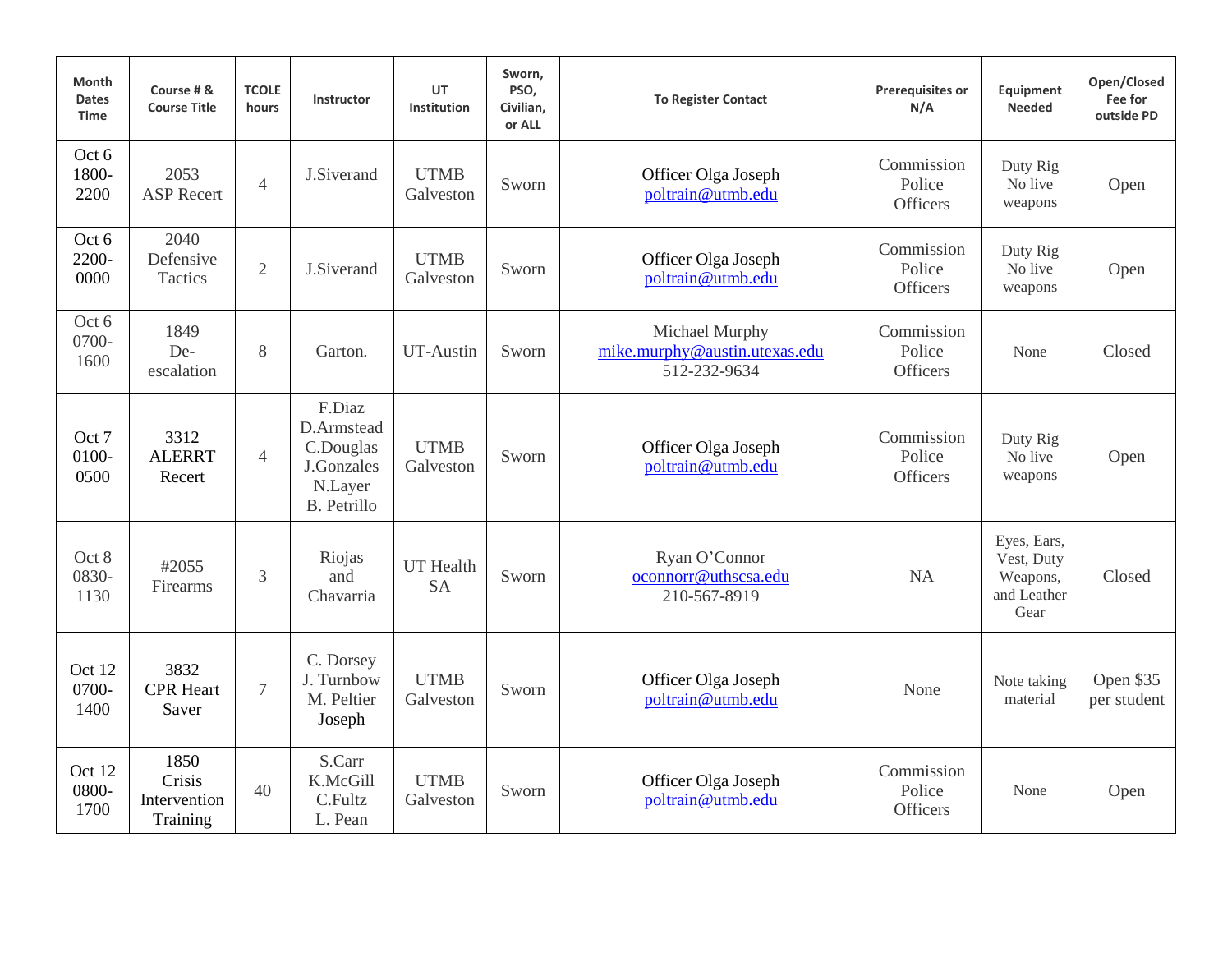| Month Dates Time | Course # & Course Title | TCOLE hours | Instructor | UT Institution | Sworn, PSO, Civilian, or ALL | To Register Contact | Prerequisites or N/A | Equipment Needed | Open/Closed Fee for outside PD |
|---|---|---|---|---|---|---|---|---|---|
| Oct 6 1800-2200 | 2053 ASP Recert | 4 | J.Siverand | UTMB Galveston | Sworn | Officer Olga Joseph poltrain@utmb.edu | Commission Police Officers | Duty Rig No live weapons | Open |
| Oct 6 2200-0000 | 2040 Defensive Tactics | 2 | J.Siverand | UTMB Galveston | Sworn | Officer Olga Joseph poltrain@utmb.edu | Commission Police Officers | Duty Rig No live weapons | Open |
| Oct 6 0700-1600 | 1849 De-escalation | 8 | Garton. | UT-Austin | Sworn | Michael Murphy mike.murphy@austin.utexas.edu 512-232-9634 | Commission Police Officers | None | Closed |
| Oct 7 0100-0500 | 3312 ALERRT Recert | 4 | F.Diaz D.Armstead C.Douglas J.Gonzales N.Layer B. Petrillo | UTMB Galveston | Sworn | Officer Olga Joseph poltrain@utmb.edu | Commission Police Officers | Duty Rig No live weapons | Open |
| Oct 8 0830-1130 | #2055 Firearms | 3 | Riojas and Chavarria | UT Health SA | Sworn | Ryan O'Connor oconnorr@uthscsa.edu 210-567-8919 | NA | Eyes, Ears, Vest, Duty Weapons, and Leather Gear | Closed |
| Oct 12 0700-1400 | 3832 CPR Heart Saver | 7 | C. Dorsey J. Turnbow M. Peltier Joseph | UTMB Galveston | Sworn | Officer Olga Joseph poltrain@utmb.edu | None | Note taking material | Open $35 per student |
| Oct 12 0800-1700 | 1850 Crisis Intervention Training | 40 | S.Carr K.McGill C.Fultz L. Pean | UTMB Galveston | Sworn | Officer Olga Joseph poltrain@utmb.edu | Commission Police Officers | None | Open |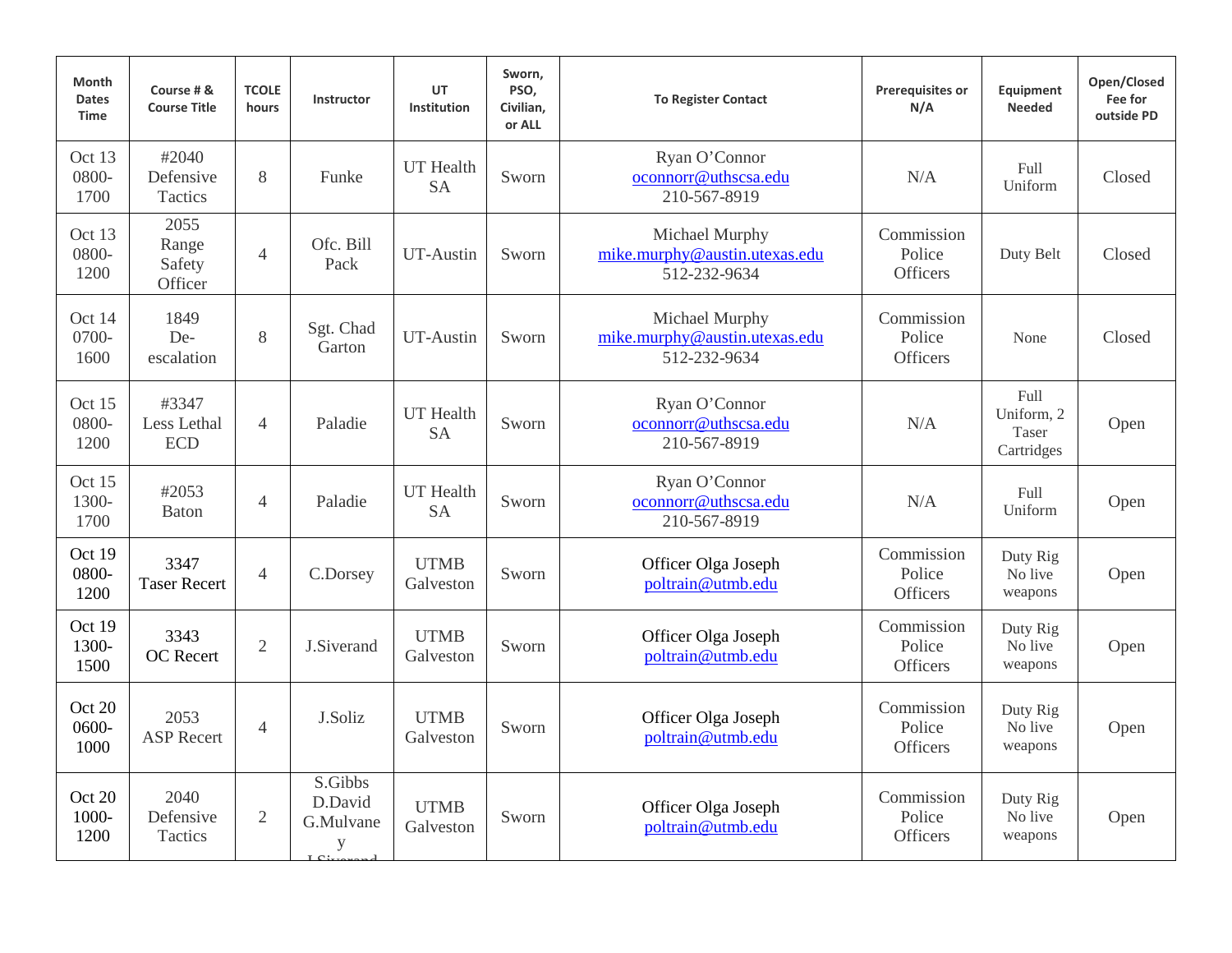| Month Dates Time | Course # & Course Title | TCOLE hours | Instructor | UT Institution | Sworn, PSO, Civilian, or ALL | To Register Contact | Prerequisites or N/A | Equipment Needed | Open/Closed Fee for outside PD |
|---|---|---|---|---|---|---|---|---|---|
| Oct 13 0800-1700 | #2040 Defensive Tactics | 8 | Funke | UT Health SA | Sworn | Ryan O'Connor oconnorr@uthscsa.edu 210-567-8919 | N/A | Full Uniform | Closed |
| Oct 13 0800-1200 | 2055 Range Safety Officer | 4 | Ofc. Bill Pack | UT-Austin | Sworn | Michael Murphy mike.murphy@austin.utexas.edu 512-232-9634 | Commission Police Officers | Duty Belt | Closed |
| Oct 14 0700-1600 | 1849 De-escalation | 8 | Sgt. Chad Garton | UT-Austin | Sworn | Michael Murphy mike.murphy@austin.utexas.edu 512-232-9634 | Commission Police Officers | None | Closed |
| Oct 15 0800-1200 | #3347 Less Lethal ECD | 4 | Paladie | UT Health SA | Sworn | Ryan O'Connor oconnorr@uthscsa.edu 210-567-8919 | N/A | Full Uniform, 2 Taser Cartridges | Open |
| Oct 15 1300-1700 | #2053 Baton | 4 | Paladie | UT Health SA | Sworn | Ryan O'Connor oconnorr@uthscsa.edu 210-567-8919 | N/A | Full Uniform | Open |
| Oct 19 0800-1200 | 3347 Taser Recert | 4 | C.Dorsey | UTMB Galveston | Sworn | Officer Olga Joseph poltrain@utmb.edu | Commission Police Officers | Duty Rig No live weapons | Open |
| Oct 19 1300-1500 | 3343 OC Recert | 2 | J.Siverand | UTMB Galveston | Sworn | Officer Olga Joseph poltrain@utmb.edu | Commission Police Officers | Duty Rig No live weapons | Open |
| Oct 20 0600-1000 | 2053 ASP Recert | 4 | J.Soliz | UTMB Galveston | Sworn | Officer Olga Joseph poltrain@utmb.edu | Commission Police Officers | Duty Rig No live weapons | Open |
| Oct 20 1000-1200 | 2040 Defensive Tactics | 2 | S.Gibbs D.David G.Mulvaney J.Siverand | UTMB Galveston | Sworn | Officer Olga Joseph poltrain@utmb.edu | Commission Police Officers | Duty Rig No live weapons | Open |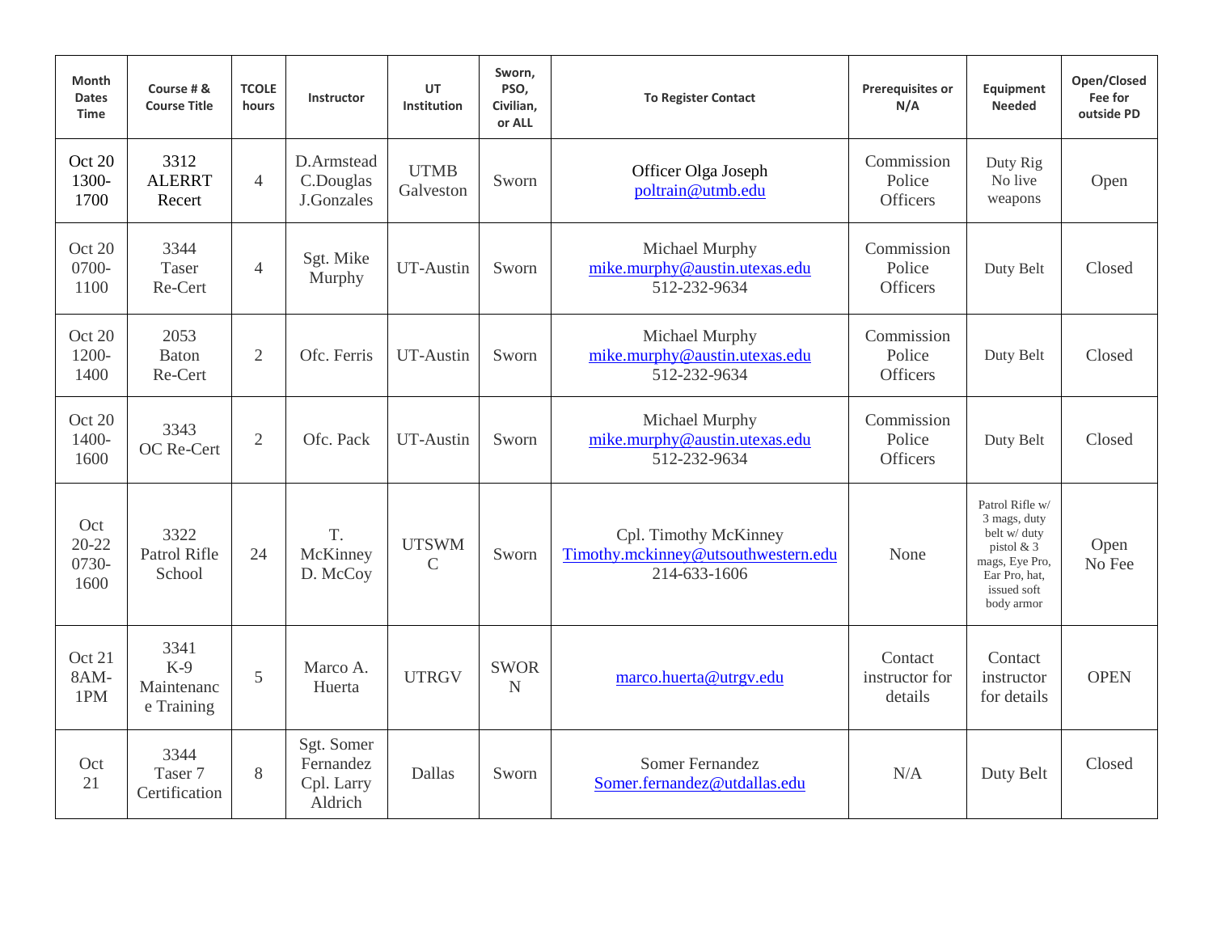| Month Dates Time | Course # & Course Title | TCOLE hours | Instructor | UT Institution | Sworn, PSO, Civilian, or ALL | To Register Contact | Prerequisites or N/A | Equipment Needed | Open/Closed Fee for outside PD |
|---|---|---|---|---|---|---|---|---|---|
| Oct 20 1300-1700 | 3312 ALERRT Recert | 4 | D.Armstead C.Douglas J.Gonzales | UTMB Galveston | Sworn | Officer Olga Joseph poltrain@utmb.edu | Commission Police Officers | Duty Rig No live weapons | Open |
| Oct 20 0700-1100 | 3344 Taser Re-Cert | 4 | Sgt. Mike Murphy | UT-Austin | Sworn | Michael Murphy mike.murphy@austin.utexas.edu 512-232-9634 | Commission Police Officers | Duty Belt | Closed |
| Oct 20 1200-1400 | 2053 Baton Re-Cert | 2 | Ofc. Ferris | UT-Austin | Sworn | Michael Murphy mike.murphy@austin.utexas.edu 512-232-9634 | Commission Police Officers | Duty Belt | Closed |
| Oct 20 1400-1600 | 3343 OC Re-Cert | 2 | Ofc. Pack | UT-Austin | Sworn | Michael Murphy mike.murphy@austin.utexas.edu 512-232-9634 | Commission Police Officers | Duty Belt | Closed |
| Oct 20-22 0730-1600 | 3322 Patrol Rifle School | 24 | T. McKinney D. McCoy | UTSWMC | Sworn | Cpl. Timothy McKinney Timothy.mckinney@utsouthwestern.edu 214-633-1606 | None | Patrol Rifle w/ 3 mags, duty belt w/ duty pistol & 3 mags, Eye Pro, Ear Pro, hat, issued soft body armor | Open No Fee |
| Oct 21 8AM-1PM | 3341 K-9 Maintenance Training | 5 | Marco A. Huerta | UTRGV | SWORN | marco.huerta@utrgv.edu | Contact instructor for details | Contact instructor for details | OPEN |
| Oct 21 | 3344 Taser 7 Certification | 8 | Sgt. Somer Fernandez Cpl. Larry Aldrich | Dallas | Sworn | Somer Fernandez Somer.fernandez@utdallas.edu | N/A | Duty Belt | Closed |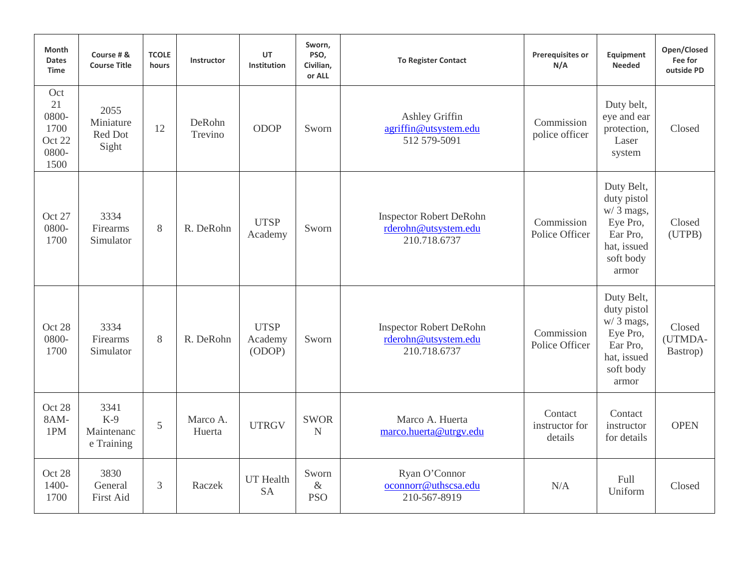| Month Dates Time | Course # & Course Title | TCOLE hours | Instructor | UT Institution | Sworn, PSO, Civilian, or ALL | To Register Contact | Prerequisites or N/A | Equipment Needed | Open/Closed Fee for outside PD |
|---|---|---|---|---|---|---|---|---|---|
| Oct 21 0800-1700 Oct 22 0800-1500 | 2055 Miniature Red Dot Sight | 12 | DeRohn Trevino | ODOP | Sworn | Ashley Griffin agriffin@utsystem.edu 512 579-5091 | Commission police officer | Duty belt, eye and ear protection, Laser system | Closed |
| Oct 27 0800-1700 | 3334 Firearms Simulator | 8 | R. DeRohn | UTSP Academy | Sworn | Inspector Robert DeRohn rderohn@utsystem.edu 210.718.6737 | Commission Police Officer | Duty Belt, duty pistol w/ 3 mags, Eye Pro, Ear Pro, hat, issued soft body armor | Closed (UTPB) |
| Oct 28 0800-1700 | 3334 Firearms Simulator | 8 | R. DeRohn | UTSP Academy (ODOP) | Sworn | Inspector Robert DeRohn rderohn@utsystem.edu 210.718.6737 | Commission Police Officer | Duty Belt, duty pistol w/ 3 mags, Eye Pro, Ear Pro, hat, issued soft body armor | Closed (UTMDA-Bastrop) |
| Oct 28 8AM-1PM | 3341 K-9 Maintenance Training | 5 | Marco A. Huerta | UTRGV | SWORN | Marco A. Huerta marco.huerta@utrgv.edu | Contact instructor for details | Contact instructor for details | OPEN |
| Oct 28 1400-1700 | 3830 General First Aid | 3 | Raczek | UT Health SA | Sworn & PSO | Ryan O'Connor oconnorr@uthscsa.edu 210-567-8919 | N/A | Full Uniform | Closed |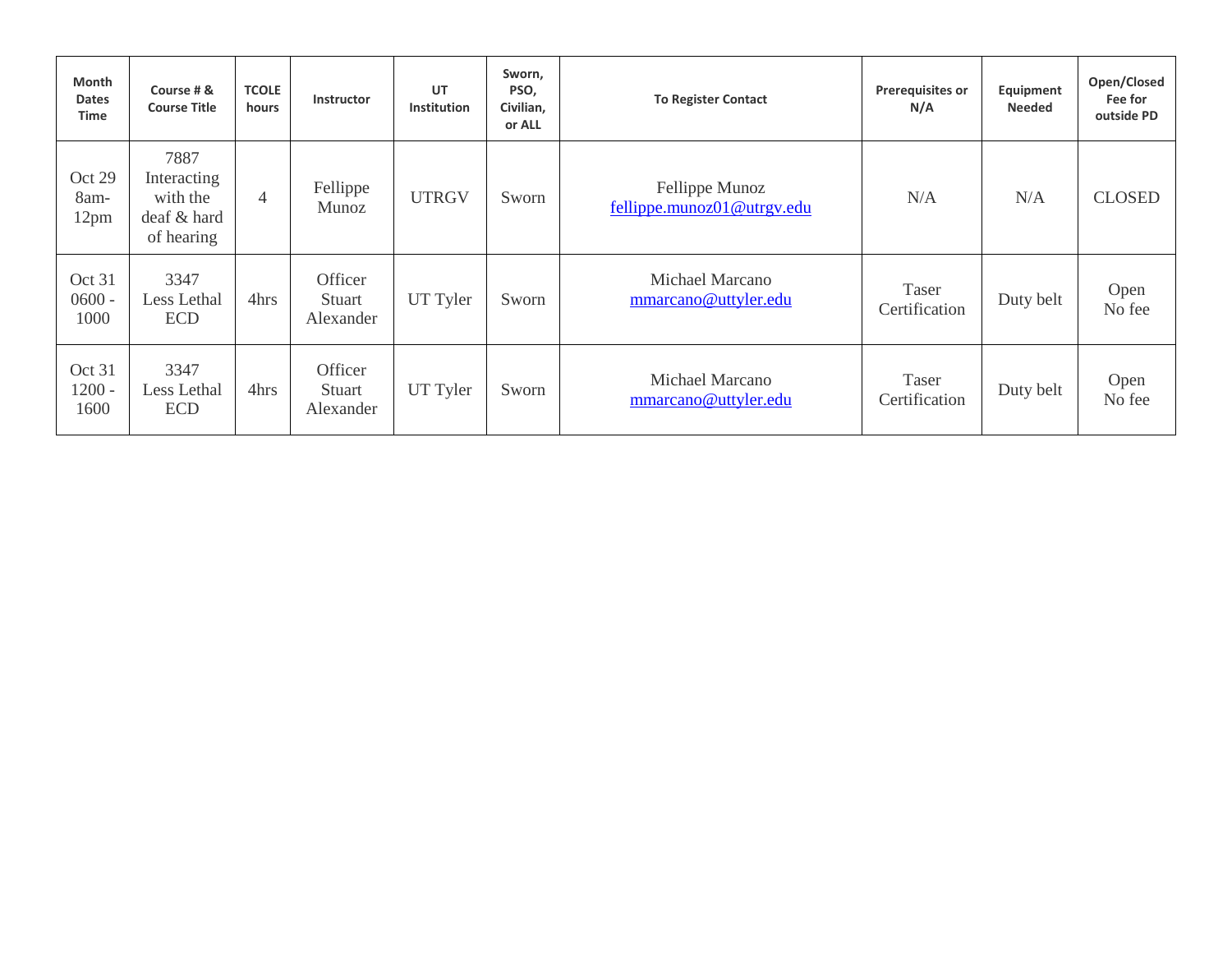| Month Dates Time | Course # & Course Title | TCOLE hours | Instructor | UT Institution | Sworn, PSO, Civilian, or ALL | To Register Contact | Prerequisites or N/A | Equipment Needed | Open/Closed Fee for outside PD |
|---|---|---|---|---|---|---|---|---|---|
| Oct 29 8am-12pm | 7887 Interacting with the deaf & hard of hearing | 4 | Fellippe Munoz | UTRGV | Sworn | Fellippe Munoz fellippe.munoz01@utrgv.edu | N/A | N/A | CLOSED |
| Oct 31 0600 - 1000 | 3347 Less Lethal ECD | 4hrs | Officer Stuart Alexander | UT Tyler | Sworn | Michael Marcano mmarcano@uttyler.edu | Taser Certification | Duty belt | Open No fee |
| Oct 31 1200 - 1600 | 3347 Less Lethal ECD | 4hrs | Officer Stuart Alexander | UT Tyler | Sworn | Michael Marcano mmarcano@uttyler.edu | Taser Certification | Duty belt | Open No fee |